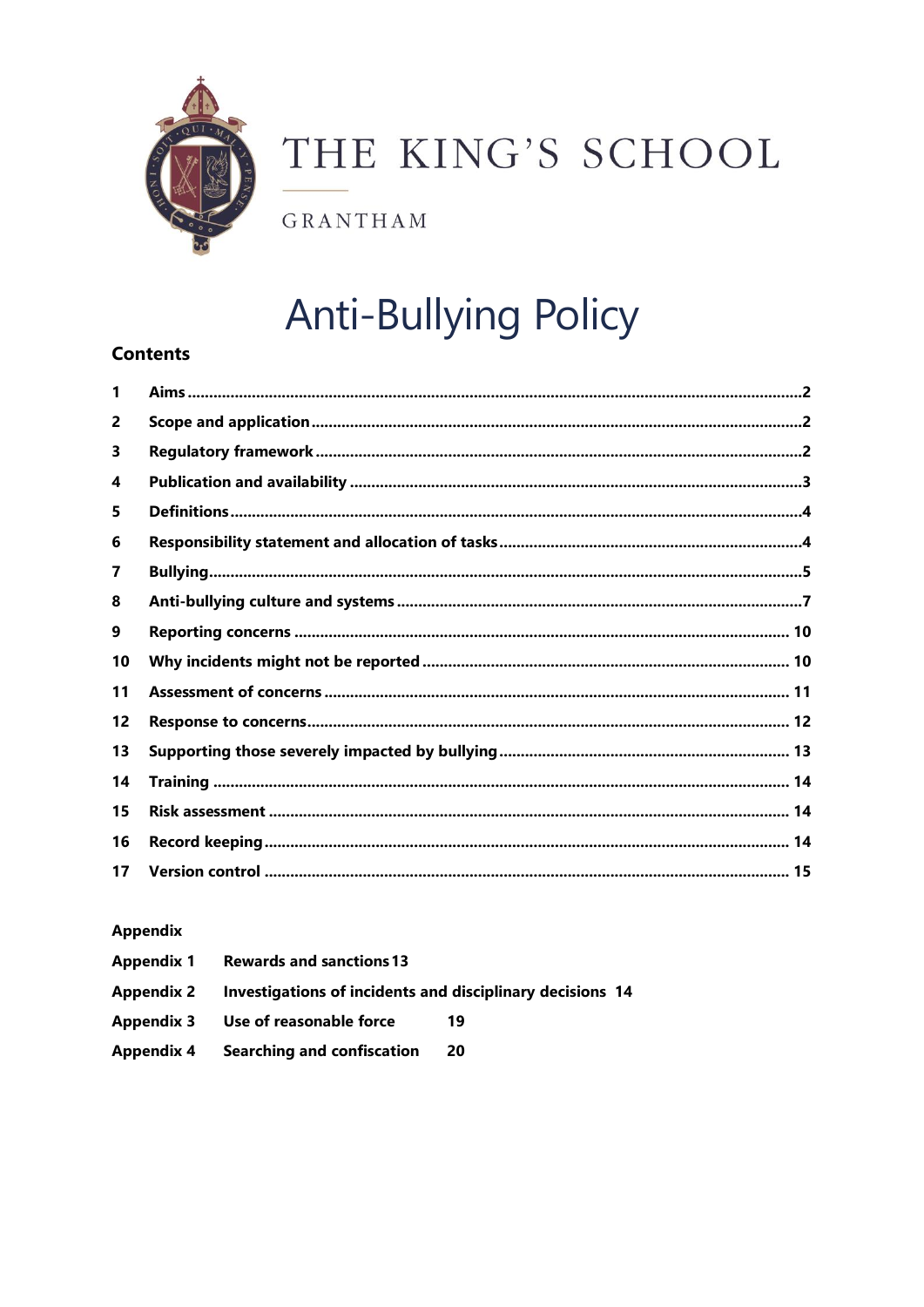THE KING'S SCHOOL

GRANTHAM

# Anti-Bullying Policy

## Contents

| | | |
|---|---|---|
| 1 | Aims | 2 |
| 2 | Scope and application | 2 |
| 3 | Regulatory framework | 2 |
| 4 | Publication and availability | 3 |
| 5 | Definitions | 4 |
| 6 | Responsibility statement and allocation of tasks | 4 |
| 7 | Bullying | 5 |
| 8 | Anti-bullying culture and systems | 7 |
| 9 | Reporting concerns | 10 |
| 10 | Why incidents might not be reported | 10 |
| 11 | Assessment of concerns | 11 |
| 12 | Response to concerns | 12 |
| 13 | Supporting those severely impacted by bullying | 13 |
| 14 | Training | 14 |
| 15 | Risk assessment | 14 |
| 16 | Record keeping | 14 |
| 17 | Version control | 15 |

**Appendix**

| | | |
|---|---|---|
| Appendix 1 | Rewards and sanctions | 13 |
| Appendix 2 | Investigations of incidents and disciplinary decisions | 14 |
| Appendix 3 | Use of reasonable force | 19 |
| Appendix 4 | Searching and confiscation | 20 |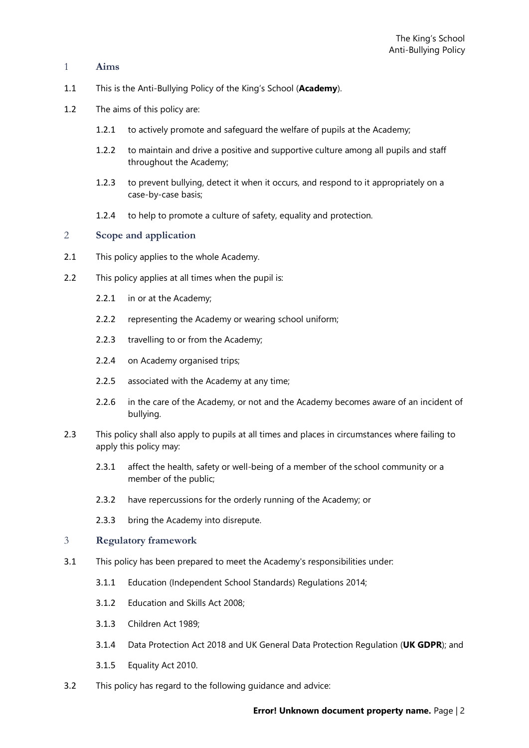## 1 Aims

1.1 This is the Anti-Bullying Policy of the King's School (**Academy**).

1.2 The aims of this policy are:

1.2.1 to actively promote and safeguard the welfare of pupils at the Academy;

1.2.2 to maintain and drive a positive and supportive culture among all pupils and staff throughout the Academy;

1.2.3 to prevent bullying, detect it when it occurs, and respond to it appropriately on a case-by-case basis;

1.2.4 to help to promote a culture of safety, equality and protection.

## 2 Scope and application

2.1 This policy applies to the whole Academy.

2.2 This policy applies at all times when the pupil is:

2.2.1 in or at the Academy;

2.2.2 representing the Academy or wearing school uniform;

2.2.3 travelling to or from the Academy;

2.2.4 on Academy organised trips;

2.2.5 associated with the Academy at any time;

2.2.6 in the care of the Academy, or not and the Academy becomes aware of an incident of bullying.

2.3 This policy shall also apply to pupils at all times and places in circumstances where failing to apply this policy may:

2.3.1 affect the health, safety or well-being of a member of the school community or a member of the public;

2.3.2 have repercussions for the orderly running of the Academy; or

2.3.3 bring the Academy into disrepute.

## 3 Regulatory framework

3.1 This policy has been prepared to meet the Academy's responsibilities under:

3.1.1 Education (Independent School Standards) Regulations 2014;

3.1.2 Education and Skills Act 2008;

3.1.3 Children Act 1989;

3.1.4 Data Protection Act 2018 and UK General Data Protection Regulation (**UK GDPR**); and

3.1.5 Equality Act 2010.

3.2 This policy has regard to the following guidance and advice: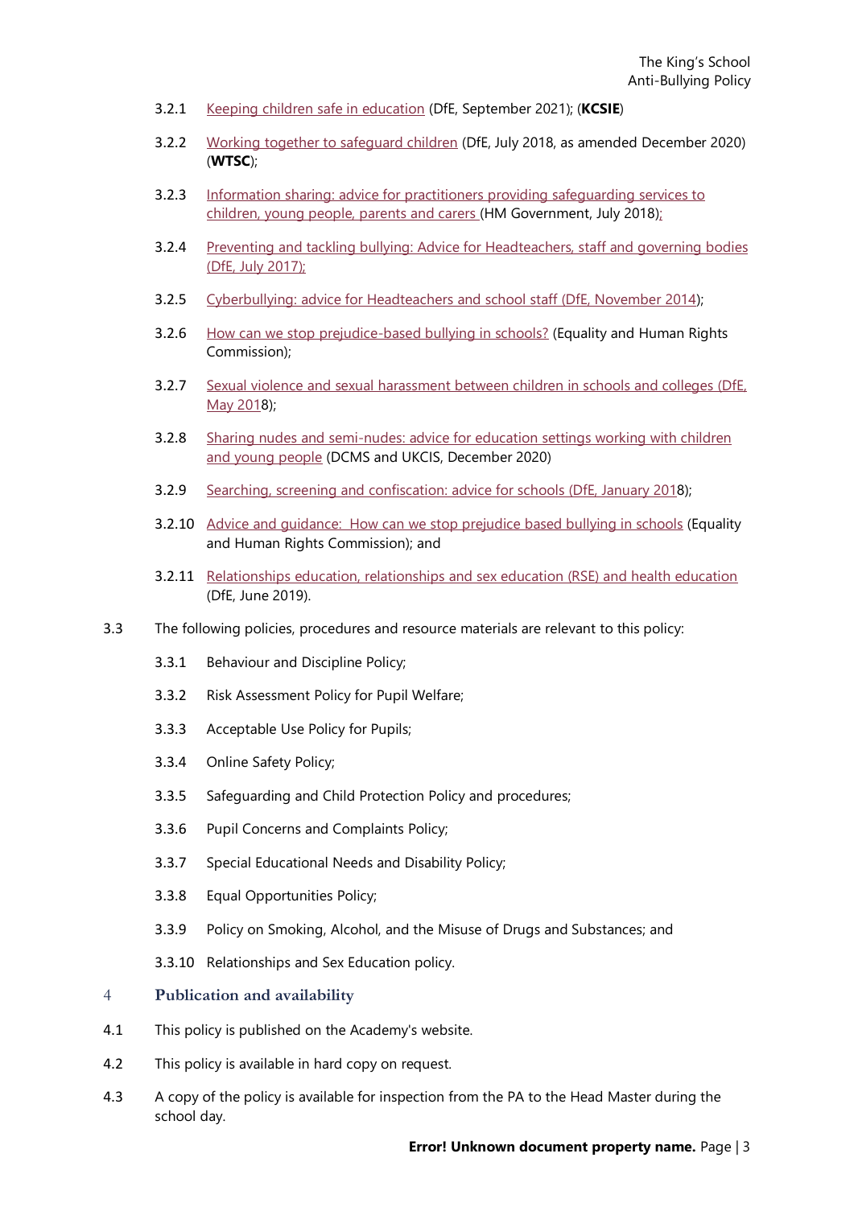3.2.1 Keeping children safe in education (DfE, September 2021); (**KCSIE**)

3.2.2 Working together to safeguard children (DfE, July 2018, as amended December 2020) (**WTSC**);

3.2.3 Information sharing: advice for practitioners providing safeguarding services to children, young people, parents and carers (HM Government, July 2018);

3.2.4 Preventing and tackling bullying: Advice for Headteachers, staff and governing bodies (DfE, July 2017);

3.2.5 Cyberbullying: advice for Headteachers and school staff (DfE, November 2014);

3.2.6 How can we stop prejudice-based bullying in schools? (Equality and Human Rights Commission);

3.2.7 Sexual violence and sexual harassment between children in schools and colleges (DfE, May 2018);

3.2.8 Sharing nudes and semi-nudes: advice for education settings working with children and young people (DCMS and UKCIS, December 2020)

3.2.9 Searching, screening and confiscation: advice for schools (DfE, January 2018);

3.2.10 Advice and guidance: How can we stop prejudice based bullying in schools (Equality and Human Rights Commission); and

3.2.11 Relationships education, relationships and sex education (RSE) and health education (DfE, June 2019).

3.3 The following policies, procedures and resource materials are relevant to this policy:

3.3.1 Behaviour and Discipline Policy;

3.3.2 Risk Assessment Policy for Pupil Welfare;

3.3.3 Acceptable Use Policy for Pupils;

3.3.4 Online Safety Policy;

3.3.5 Safeguarding and Child Protection Policy and procedures;

3.3.6 Pupil Concerns and Complaints Policy;

3.3.7 Special Educational Needs and Disability Policy;

3.3.8 Equal Opportunities Policy;

3.3.9 Policy on Smoking, Alcohol, and the Misuse of Drugs and Substances; and

3.3.10 Relationships and Sex Education policy.

## 4 Publication and availability

4.1 This policy is published on the Academy's website.

4.2 This policy is available in hard copy on request.

4.3 A copy of the policy is available for inspection from the PA to the Head Master during the school day.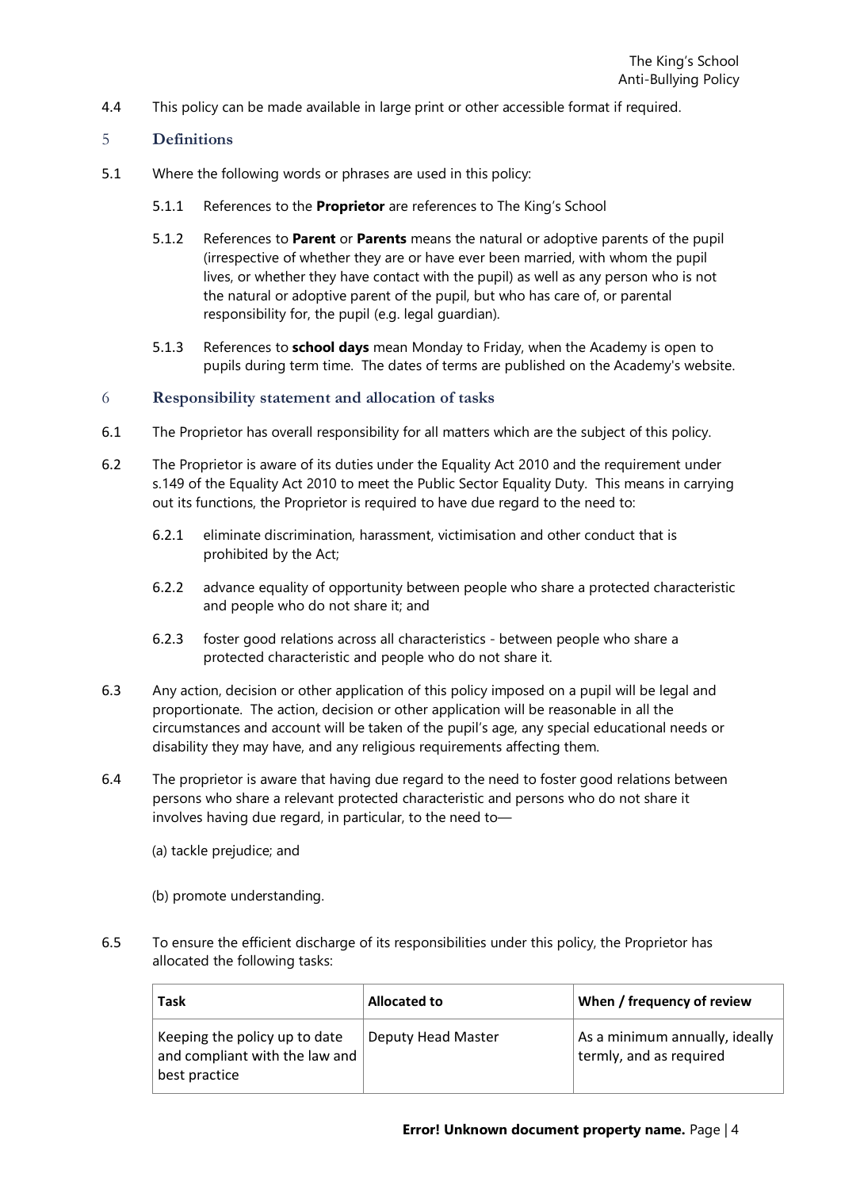4.4 This policy can be made available in large print or other accessible format if required.

## 5 Definitions

5.1 Where the following words or phrases are used in this policy:

5.1.1 References to the **Proprietor** are references to The King's School

5.1.2 References to **Parent** or **Parents** means the natural or adoptive parents of the pupil (irrespective of whether they are or have ever been married, with whom the pupil lives, or whether they have contact with the pupil) as well as any person who is not the natural or adoptive parent of the pupil, but who has care of, or parental responsibility for, the pupil (e.g. legal guardian).

5.1.3 References to **school days** mean Monday to Friday, when the Academy is open to pupils during term time. The dates of terms are published on the Academy's website.

## 6 Responsibility statement and allocation of tasks

6.1 The Proprietor has overall responsibility for all matters which are the subject of this policy.

6.2 The Proprietor is aware of its duties under the Equality Act 2010 and the requirement under s.149 of the Equality Act 2010 to meet the Public Sector Equality Duty. This means in carrying out its functions, the Proprietor is required to have due regard to the need to:

6.2.1 eliminate discrimination, harassment, victimisation and other conduct that is prohibited by the Act;

6.2.2 advance equality of opportunity between people who share a protected characteristic and people who do not share it; and

6.2.3 foster good relations across all characteristics - between people who share a protected characteristic and people who do not share it.

6.3 Any action, decision or other application of this policy imposed on a pupil will be legal and proportionate. The action, decision or other application will be reasonable in all the circumstances and account will be taken of the pupil's age, any special educational needs or disability they may have, and any religious requirements affecting them.

6.4 The proprietor is aware that having due regard to the need to foster good relations between persons who share a relevant protected characteristic and persons who do not share it involves having due regard, in particular, to the need to—

(a) tackle prejudice; and

(b) promote understanding.

6.5 To ensure the efficient discharge of its responsibilities under this policy, the Proprietor has allocated the following tasks:

| Task | Allocated to | When / frequency of review |
| --- | --- | --- |
| Keeping the policy up to date and compliant with the law and best practice | Deputy Head Master | As a minimum annually, ideally termly, and as required |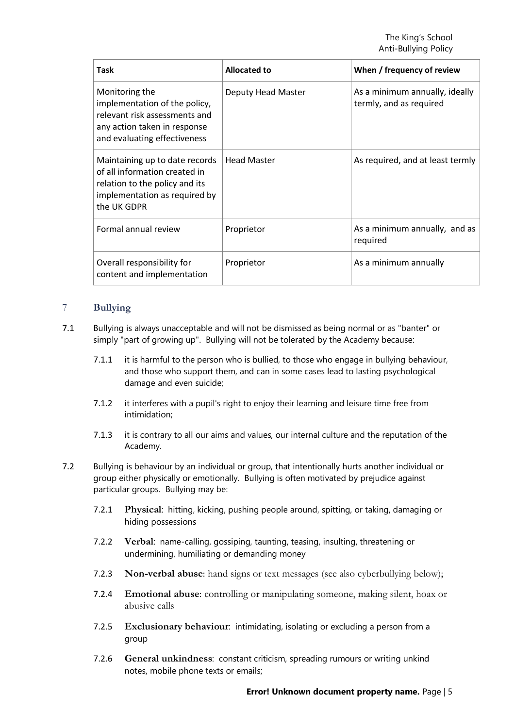| Task | Allocated to | When / frequency of review |
| --- | --- | --- |
| Monitoring the implementation of the policy, relevant risk assessments and any action taken in response and evaluating effectiveness | Deputy Head Master | As a minimum annually, ideally termly, and as required |
| Maintaining up to date records of all information created in relation to the policy and its implementation as required by the UK GDPR | Head Master | As required, and at least termly |
| Formal annual review | Proprietor | As a minimum annually, and as required |
| Overall responsibility for content and implementation | Proprietor | As a minimum annually |

## 7 Bullying

7.1 Bullying is always unacceptable and will not be dismissed as being normal or as "banter" or simply "part of growing up". Bullying will not be tolerated by the Academy because:

7.1.1 it is harmful to the person who is bullied, to those who engage in bullying behaviour, and those who support them, and can in some cases lead to lasting psychological damage and even suicide;

7.1.2 it interferes with a pupil's right to enjoy their learning and leisure time free from intimidation;

7.1.3 it is contrary to all our aims and values, our internal culture and the reputation of the Academy.

7.2 Bullying is behaviour by an individual or group, that intentionally hurts another individual or group either physically or emotionally. Bullying is often motivated by prejudice against particular groups. Bullying may be:

7.2.1 **Physical**: hitting, kicking, pushing people around, spitting, or taking, damaging or hiding possessions

7.2.2 **Verbal**: name-calling, gossiping, taunting, teasing, insulting, threatening or undermining, humiliating or demanding money

7.2.3 **Non-verbal abuse**: hand signs or text messages (see also cyberbullying below);

7.2.4 **Emotional abuse**: controlling or manipulating someone, making silent, hoax or abusive calls

7.2.5 **Exclusionary behaviour**: intimidating, isolating or excluding a person from a group

7.2.6 **General unkindness**: constant criticism, spreading rumours or writing unkind notes, mobile phone texts or emails;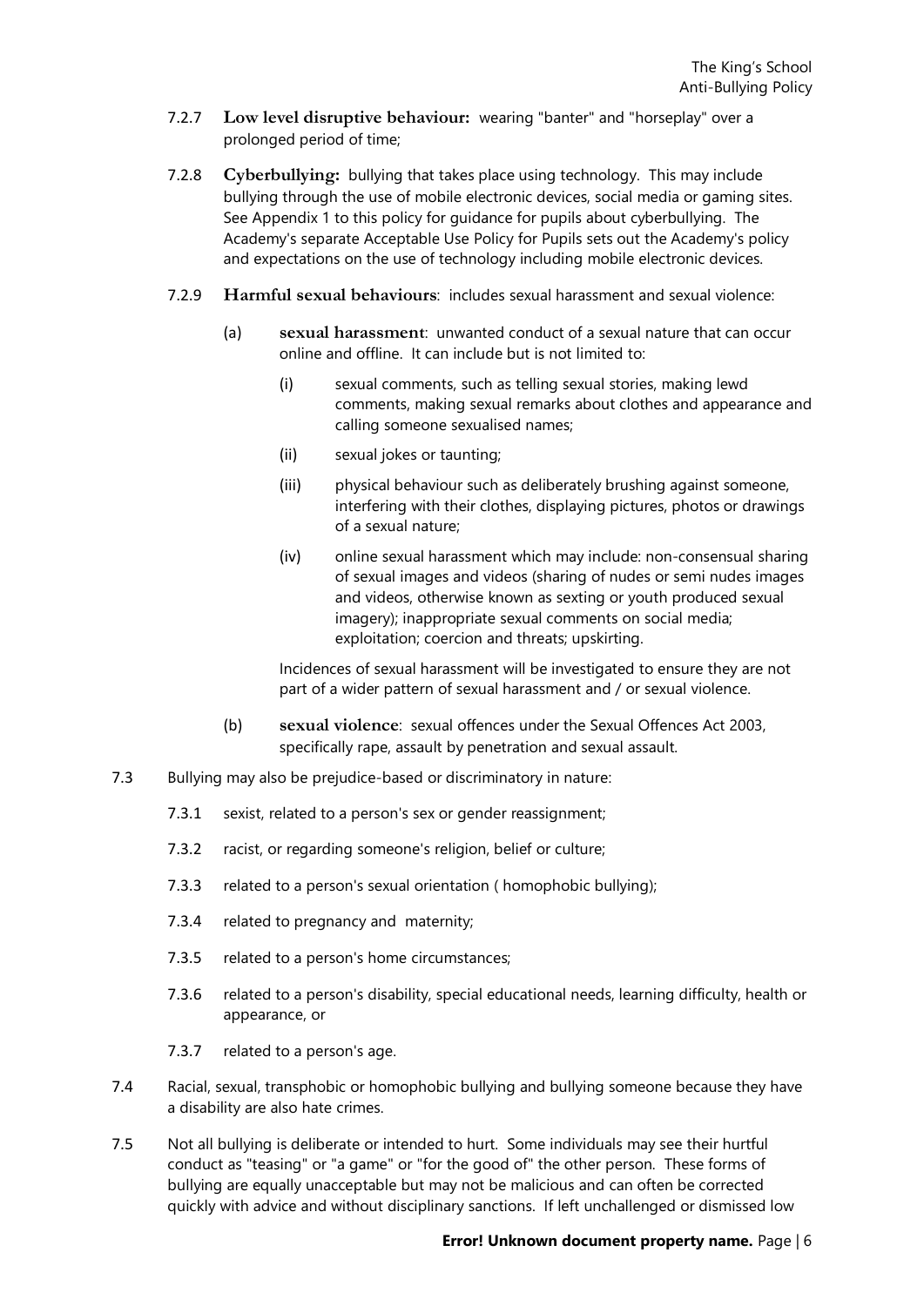7.2.7 **Low level disruptive behaviour:** wearing "banter" and "horseplay" over a prolonged period of time;

7.2.8 **Cyberbullying:** bullying that takes place using technology. This may include bullying through the use of mobile electronic devices, social media or gaming sites. See Appendix 1 to this policy for guidance for pupils about cyberbullying. The Academy's separate Acceptable Use Policy for Pupils sets out the Academy's policy and expectations on the use of technology including mobile electronic devices.

7.2.9 **Harmful sexual behaviours**: includes sexual harassment and sexual violence:

(a) **sexual harassment**: unwanted conduct of a sexual nature that can occur online and offline. It can include but is not limited to:

(i) sexual comments, such as telling sexual stories, making lewd comments, making sexual remarks about clothes and appearance and calling someone sexualised names;

(ii) sexual jokes or taunting;

(iii) physical behaviour such as deliberately brushing against someone, interfering with their clothes, displaying pictures, photos or drawings of a sexual nature;

(iv) online sexual harassment which may include: non-consensual sharing of sexual images and videos (sharing of nudes or semi nudes images and videos, otherwise known as sexting or youth produced sexual imagery); inappropriate sexual comments on social media; exploitation; coercion and threats; upskirting.

Incidences of sexual harassment will be investigated to ensure they are not part of a wider pattern of sexual harassment and / or sexual violence.

(b) **sexual violence**: sexual offences under the Sexual Offences Act 2003, specifically rape, assault by penetration and sexual assault.

7.3 Bullying may also be prejudice-based or discriminatory in nature:

7.3.1 sexist, related to a person's sex or gender reassignment;

7.3.2 racist, or regarding someone's religion, belief or culture;

7.3.3 related to a person's sexual orientation ( homophobic bullying);

7.3.4 related to pregnancy and maternity;

7.3.5 related to a person's home circumstances;

7.3.6 related to a person's disability, special educational needs, learning difficulty, health or appearance, or

7.3.7 related to a person's age.

7.4 Racial, sexual, transphobic or homophobic bullying and bullying someone because they have a disability are also hate crimes.

7.5 Not all bullying is deliberate or intended to hurt. Some individuals may see their hurtful conduct as "teasing" or "a game" or "for the good of" the other person. These forms of bullying are equally unacceptable but may not be malicious and can often be corrected quickly with advice and without disciplinary sanctions. If left unchallenged or dismissed low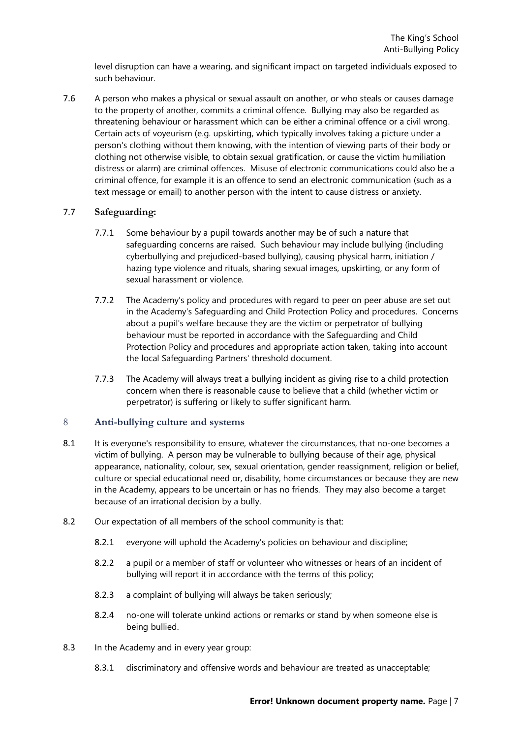level disruption can have a wearing, and significant impact on targeted individuals exposed to such behaviour.

7.6 A person who makes a physical or sexual assault on another, or who steals or causes damage to the property of another, commits a criminal offence. Bullying may also be regarded as threatening behaviour or harassment which can be either a criminal offence or a civil wrong. Certain acts of voyeurism (e.g. upskirting, which typically involves taking a picture under a person's clothing without them knowing, with the intention of viewing parts of their body or clothing not otherwise visible, to obtain sexual gratification, or cause the victim humiliation distress or alarm) are criminal offences. Misuse of electronic communications could also be a criminal offence, for example it is an offence to send an electronic communication (such as a text message or email) to another person with the intent to cause distress or anxiety.

7.7 **Safeguarding:**

7.7.1 Some behaviour by a pupil towards another may be of such a nature that safeguarding concerns are raised. Such behaviour may include bullying (including cyberbullying and prejudiced-based bullying), causing physical harm, initiation / hazing type violence and rituals, sharing sexual images, upskirting, or any form of sexual harassment or violence.

7.7.2 The Academy's policy and procedures with regard to peer on peer abuse are set out in the Academy's Safeguarding and Child Protection Policy and procedures. Concerns about a pupil's welfare because they are the victim or perpetrator of bullying behaviour must be reported in accordance with the Safeguarding and Child Protection Policy and procedures and appropriate action taken, taking into account the local Safeguarding Partners' threshold document.

7.7.3 The Academy will always treat a bullying incident as giving rise to a child protection concern when there is reasonable cause to believe that a child (whether victim or perpetrator) is suffering or likely to suffer significant harm.

## 8 Anti-bullying culture and systems

8.1 It is everyone's responsibility to ensure, whatever the circumstances, that no-one becomes a victim of bullying. A person may be vulnerable to bullying because of their age, physical appearance, nationality, colour, sex, sexual orientation, gender reassignment, religion or belief, culture or special educational need or, disability, home circumstances or because they are new in the Academy, appears to be uncertain or has no friends. They may also become a target because of an irrational decision by a bully.

8.2 Our expectation of all members of the school community is that:

8.2.1 everyone will uphold the Academy's policies on behaviour and discipline;

8.2.2 a pupil or a member of staff or volunteer who witnesses or hears of an incident of bullying will report it in accordance with the terms of this policy;

8.2.3 a complaint of bullying will always be taken seriously;

8.2.4 no-one will tolerate unkind actions or remarks or stand by when someone else is being bullied.

8.3 In the Academy and in every year group:

8.3.1 discriminatory and offensive words and behaviour are treated as unacceptable;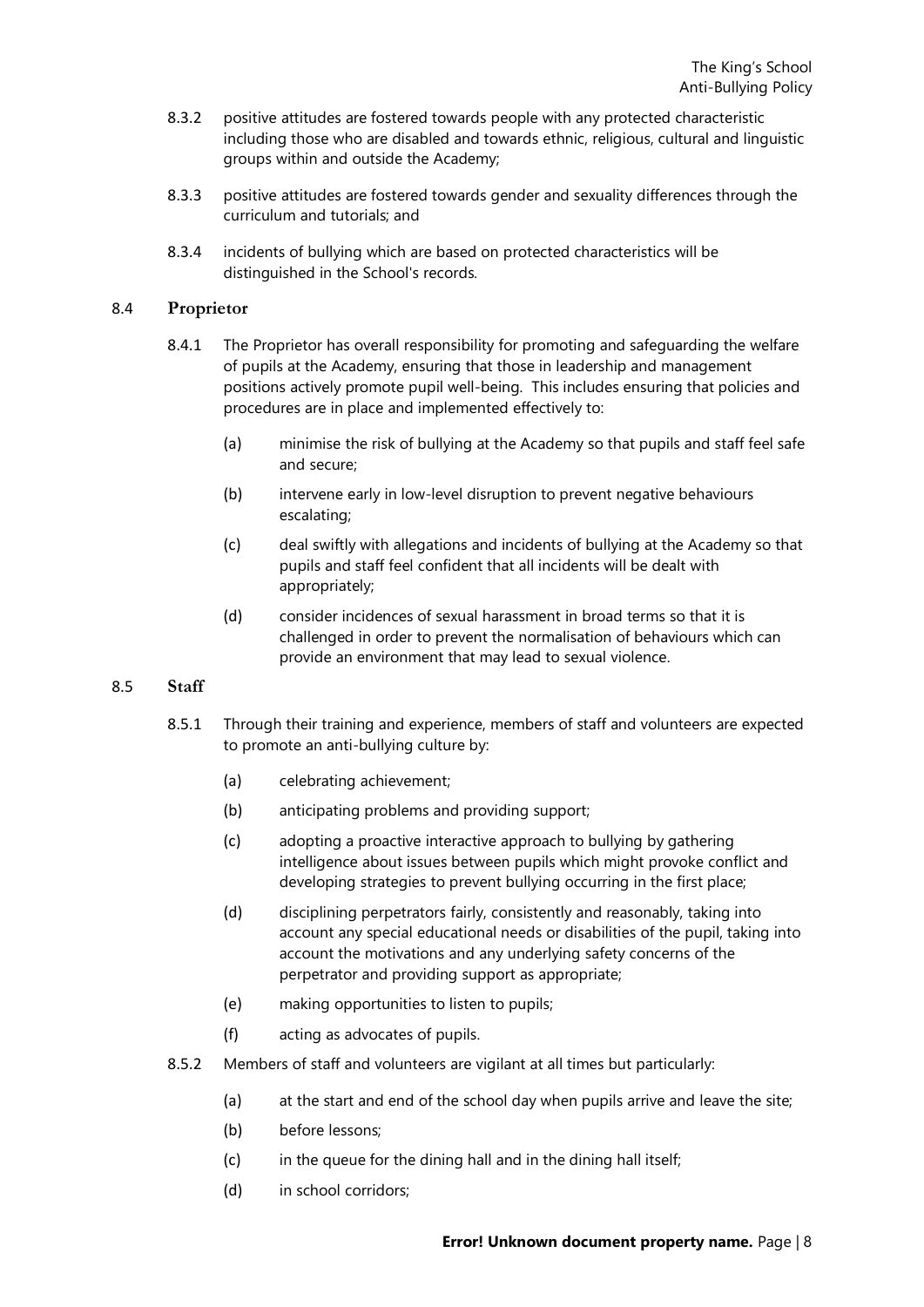8.3.2 positive attitudes are fostered towards people with any protected characteristic including those who are disabled and towards ethnic, religious, cultural and linguistic groups within and outside the Academy;

8.3.3 positive attitudes are fostered towards gender and sexuality differences through the curriculum and tutorials; and

8.3.4 incidents of bullying which are based on protected characteristics will be distinguished in the School's records.

### 8.4 Proprietor

8.4.1 The Proprietor has overall responsibility for promoting and safeguarding the welfare of pupils at the Academy, ensuring that those in leadership and management positions actively promote pupil well-being. This includes ensuring that policies and procedures are in place and implemented effectively to:

(a) minimise the risk of bullying at the Academy so that pupils and staff feel safe and secure;

(b) intervene early in low-level disruption to prevent negative behaviours escalating;

(c) deal swiftly with allegations and incidents of bullying at the Academy so that pupils and staff feel confident that all incidents will be dealt with appropriately;

(d) consider incidences of sexual harassment in broad terms so that it is challenged in order to prevent the normalisation of behaviours which can provide an environment that may lead to sexual violence.

### 8.5 Staff

8.5.1 Through their training and experience, members of staff and volunteers are expected to promote an anti-bullying culture by:

(a) celebrating achievement;

(b) anticipating problems and providing support;

(c) adopting a proactive interactive approach to bullying by gathering intelligence about issues between pupils which might provoke conflict and developing strategies to prevent bullying occurring in the first place;

(d) disciplining perpetrators fairly, consistently and reasonably, taking into account any special educational needs or disabilities of the pupil, taking into account the motivations and any underlying safety concerns of the perpetrator and providing support as appropriate;

(e) making opportunities to listen to pupils;

(f) acting as advocates of pupils.

8.5.2 Members of staff and volunteers are vigilant at all times but particularly:

(a) at the start and end of the school day when pupils arrive and leave the site;

(b) before lessons;

(c) in the queue for the dining hall and in the dining hall itself;

(d) in school corridors;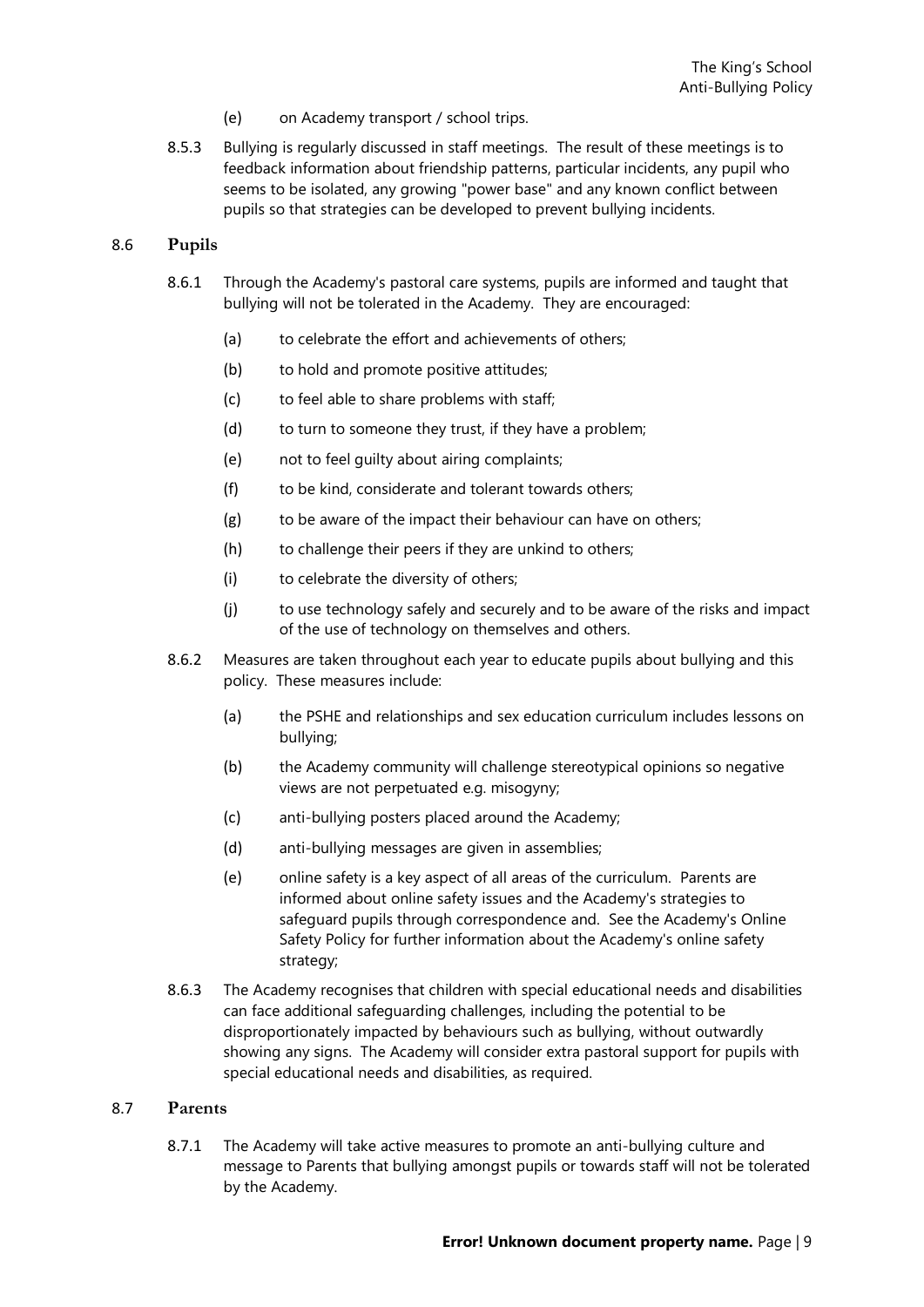(e) on Academy transport / school trips.

8.5.3 Bullying is regularly discussed in staff meetings. The result of these meetings is to feedback information about friendship patterns, particular incidents, any pupil who seems to be isolated, any growing "power base" and any known conflict between pupils so that strategies can be developed to prevent bullying incidents.

## 8.6 Pupils

8.6.1 Through the Academy's pastoral care systems, pupils are informed and taught that bullying will not be tolerated in the Academy. They are encouraged:

(a) to celebrate the effort and achievements of others;

(b) to hold and promote positive attitudes;

(c) to feel able to share problems with staff;

(d) to turn to someone they trust, if they have a problem;

(e) not to feel guilty about airing complaints;

(f) to be kind, considerate and tolerant towards others;

(g) to be aware of the impact their behaviour can have on others;

(h) to challenge their peers if they are unkind to others;

(i) to celebrate the diversity of others;

(j) to use technology safely and securely and to be aware of the risks and impact of the use of technology on themselves and others.

8.6.2 Measures are taken throughout each year to educate pupils about bullying and this policy. These measures include:

(a) the PSHE and relationships and sex education curriculum includes lessons on bullying;

(b) the Academy community will challenge stereotypical opinions so negative views are not perpetuated e.g. misogyny;

(c) anti-bullying posters placed around the Academy;

(d) anti-bullying messages are given in assemblies;

(e) online safety is a key aspect of all areas of the curriculum. Parents are informed about online safety issues and the Academy's strategies to safeguard pupils through correspondence and. See the Academy's Online Safety Policy for further information about the Academy's online safety strategy;

8.6.3 The Academy recognises that children with special educational needs and disabilities can face additional safeguarding challenges, including the potential to be disproportionately impacted by behaviours such as bullying, without outwardly showing any signs. The Academy will consider extra pastoral support for pupils with special educational needs and disabilities, as required.

## 8.7 Parents

8.7.1 The Academy will take active measures to promote an anti-bullying culture and message to Parents that bullying amongst pupils or towards staff will not be tolerated by the Academy.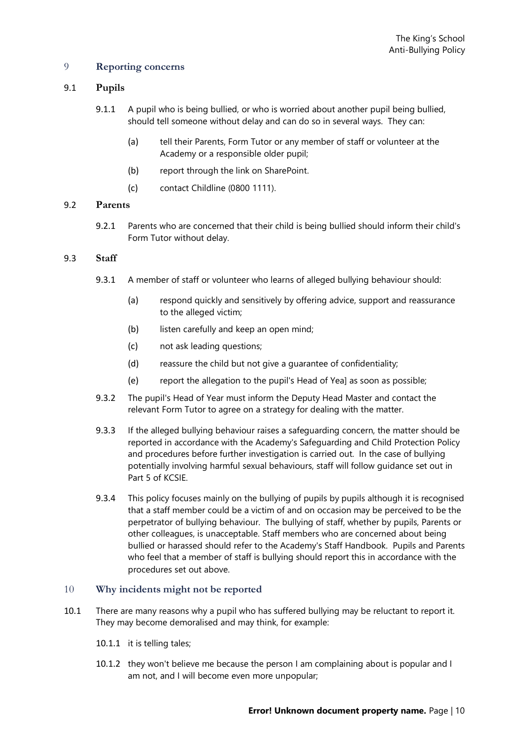## 9 Reporting concerns

### 9.1 Pupils

9.1.1 A pupil who is being bullied, or who is worried about another pupil being bullied, should tell someone without delay and can do so in several ways. They can:

(a) tell their Parents, Form Tutor or any member of staff or volunteer at the Academy or a responsible older pupil;

(b) report through the link on SharePoint.

(c) contact Childline (0800 1111).

### 9.2 Parents

9.2.1 Parents who are concerned that their child is being bullied should inform their child's Form Tutor without delay.

### 9.3 Staff

9.3.1 A member of staff or volunteer who learns of alleged bullying behaviour should:

(a) respond quickly and sensitively by offering advice, support and reassurance to the alleged victim;

(b) listen carefully and keep an open mind;

(c) not ask leading questions;

(d) reassure the child but not give a guarantee of confidentiality;

(e) report the allegation to the pupil's Head of Yea] as soon as possible;

9.3.2 The pupil's Head of Year must inform the Deputy Head Master and contact the relevant Form Tutor to agree on a strategy for dealing with the matter.

9.3.3 If the alleged bullying behaviour raises a safeguarding concern, the matter should be reported in accordance with the Academy's Safeguarding and Child Protection Policy and procedures before further investigation is carried out. In the case of bullying potentially involving harmful sexual behaviours, staff will follow guidance set out in Part 5 of KCSIE.

9.3.4 This policy focuses mainly on the bullying of pupils by pupils although it is recognised that a staff member could be a victim of and on occasion may be perceived to be the perpetrator of bullying behaviour. The bullying of staff, whether by pupils, Parents or other colleagues, is unacceptable. Staff members who are concerned about being bullied or harassed should refer to the Academy's Staff Handbook. Pupils and Parents who feel that a member of staff is bullying should report this in accordance with the procedures set out above.

## 10 Why incidents might not be reported

10.1 There are many reasons why a pupil who has suffered bullying may be reluctant to report it. They may become demoralised and may think, for example:

10.1.1 it is telling tales;

10.1.2 they won't believe me because the person I am complaining about is popular and I am not, and I will become even more unpopular;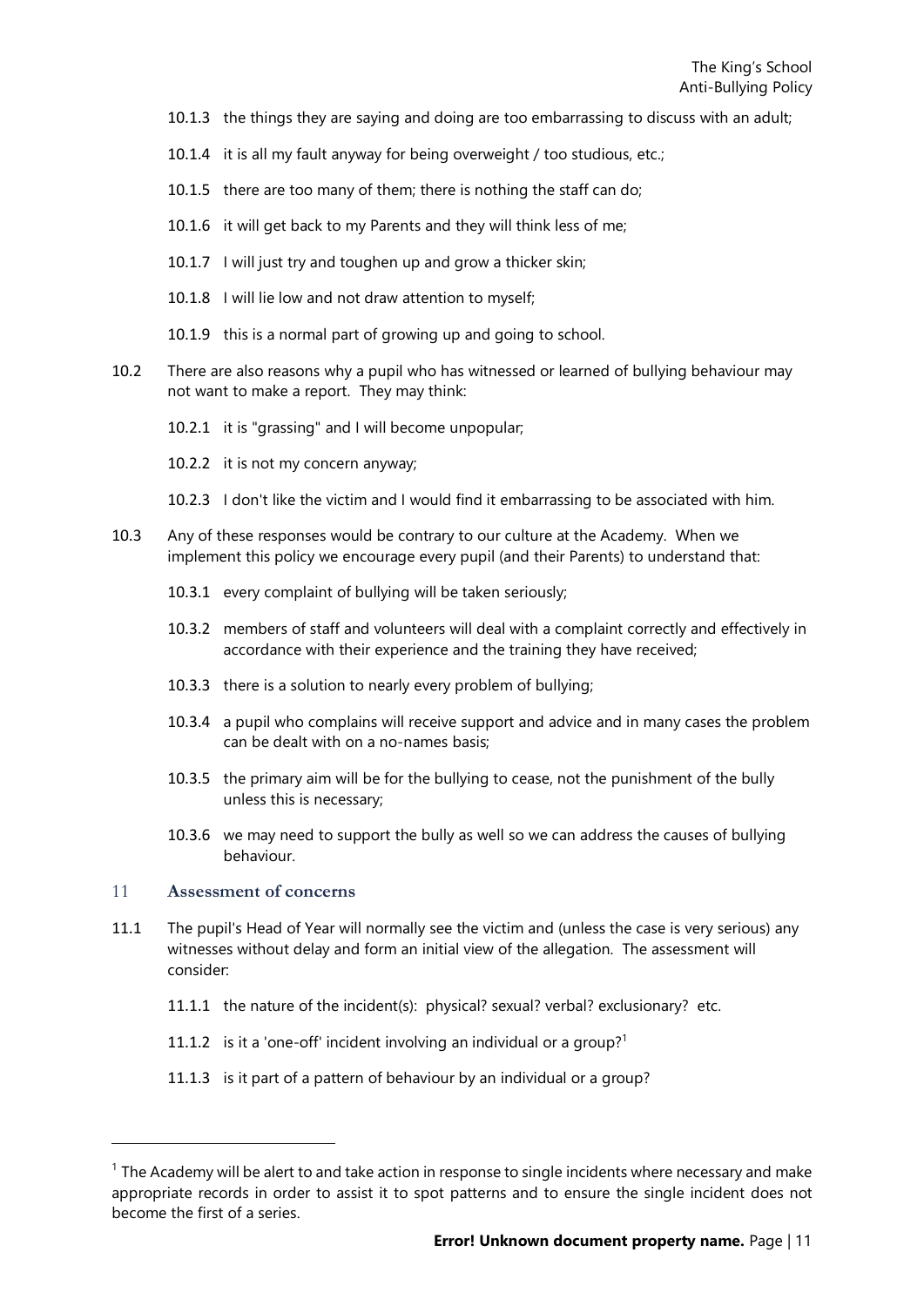10.1.3 the things they are saying and doing are too embarrassing to discuss with an adult;

10.1.4 it is all my fault anyway for being overweight / too studious, etc.;

10.1.5 there are too many of them; there is nothing the staff can do;

10.1.6 it will get back to my Parents and they will think less of me;

10.1.7 I will just try and toughen up and grow a thicker skin;

10.1.8 I will lie low and not draw attention to myself;

10.1.9 this is a normal part of growing up and going to school.

10.2 There are also reasons why a pupil who has witnessed or learned of bullying behaviour may not want to make a report. They may think:

10.2.1 it is "grassing" and I will become unpopular;

10.2.2 it is not my concern anyway;

10.2.3 I don't like the victim and I would find it embarrassing to be associated with him.

10.3 Any of these responses would be contrary to our culture at the Academy. When we implement this policy we encourage every pupil (and their Parents) to understand that:

10.3.1 every complaint of bullying will be taken seriously;

10.3.2 members of staff and volunteers will deal with a complaint correctly and effectively in accordance with their experience and the training they have received;

10.3.3 there is a solution to nearly every problem of bullying;

10.3.4 a pupil who complains will receive support and advice and in many cases the problem can be dealt with on a no-names basis;

10.3.5 the primary aim will be for the bullying to cease, not the punishment of the bully unless this is necessary;

10.3.6 we may need to support the bully as well so we can address the causes of bullying behaviour.

## 11 Assessment of concerns

11.1 The pupil's Head of Year will normally see the victim and (unless the case is very serious) any witnesses without delay and form an initial view of the allegation. The assessment will consider:

11.1.1 the nature of the incident(s): physical? sexual? verbal? exclusionary? etc.

11.1.2 is it a 'one-off' incident involving an individual or a group?[1]

11.1.3 is it part of a pattern of behaviour by an individual or a group?

[1] The Academy will be alert to and take action in response to single incidents where necessary and make appropriate records in order to assist it to spot patterns and to ensure the single incident does not become the first of a series.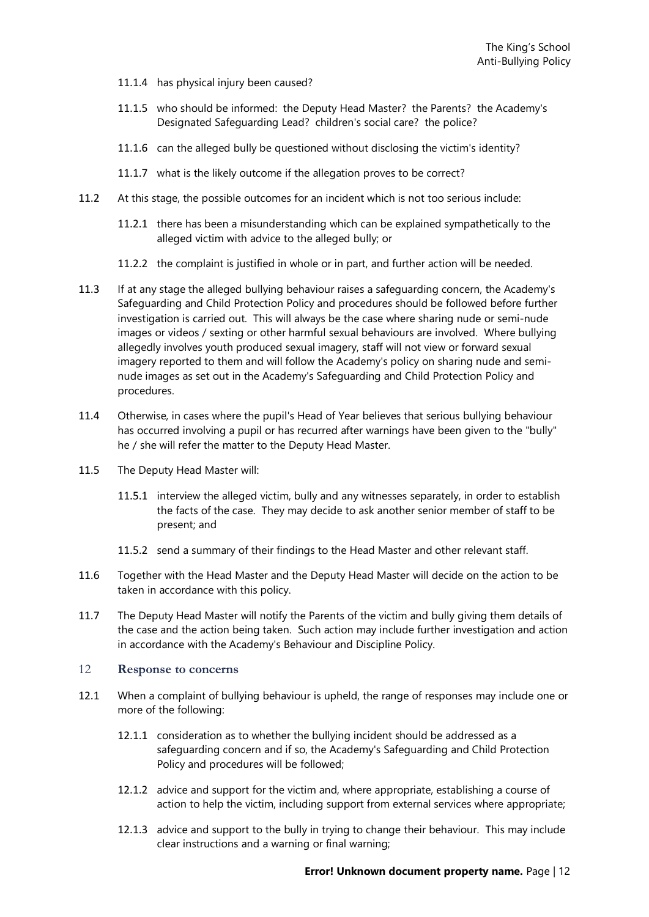11.1.4 has physical injury been caused?

11.1.5 who should be informed: the Deputy Head Master? the Parents? the Academy's Designated Safeguarding Lead? children's social care? the police?

11.1.6 can the alleged bully be questioned without disclosing the victim's identity?

11.1.7 what is the likely outcome if the allegation proves to be correct?

11.2 At this stage, the possible outcomes for an incident which is not too serious include:

11.2.1 there has been a misunderstanding which can be explained sympathetically to the alleged victim with advice to the alleged bully; or

11.2.2 the complaint is justified in whole or in part, and further action will be needed.

11.3 If at any stage the alleged bullying behaviour raises a safeguarding concern, the Academy's Safeguarding and Child Protection Policy and procedures should be followed before further investigation is carried out. This will always be the case where sharing nude or semi-nude images or videos / sexting or other harmful sexual behaviours are involved. Where bullying allegedly involves youth produced sexual imagery, staff will not view or forward sexual imagery reported to them and will follow the Academy's policy on sharing nude and semi-nude images as set out in the Academy's Safeguarding and Child Protection Policy and procedures.

11.4 Otherwise, in cases where the pupil's Head of Year believes that serious bullying behaviour has occurred involving a pupil or has recurred after warnings have been given to the "bully" he / she will refer the matter to the Deputy Head Master.

11.5 The Deputy Head Master will:

11.5.1 interview the alleged victim, bully and any witnesses separately, in order to establish the facts of the case. They may decide to ask another senior member of staff to be present; and

11.5.2 send a summary of their findings to the Head Master and other relevant staff.

11.6 Together with the Head Master and the Deputy Head Master will decide on the action to be taken in accordance with this policy.

11.7 The Deputy Head Master will notify the Parents of the victim and bully giving them details of the case and the action being taken. Such action may include further investigation and action in accordance with the Academy's Behaviour and Discipline Policy.

## 12 Response to concerns

12.1 When a complaint of bullying behaviour is upheld, the range of responses may include one or more of the following:

12.1.1 consideration as to whether the bullying incident should be addressed as a safeguarding concern and if so, the Academy's Safeguarding and Child Protection Policy and procedures will be followed;

12.1.2 advice and support for the victim and, where appropriate, establishing a course of action to help the victim, including support from external services where appropriate;

12.1.3 advice and support to the bully in trying to change their behaviour. This may include clear instructions and a warning or final warning;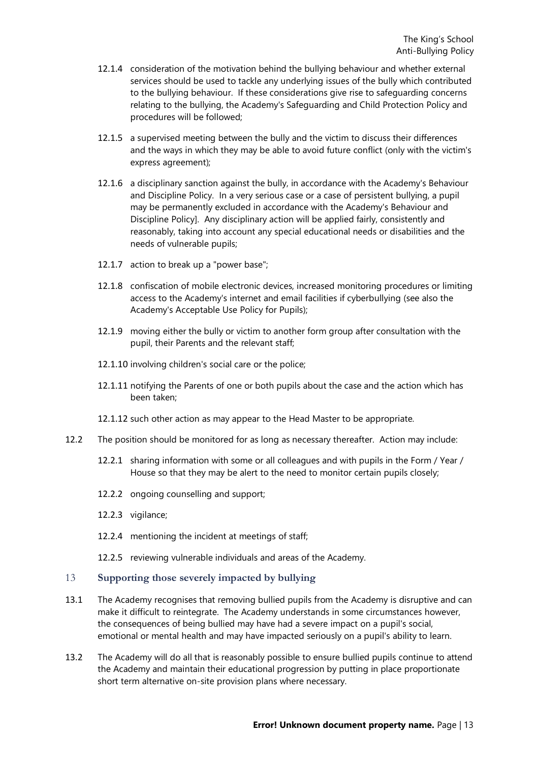12.1.4 consideration of the motivation behind the bullying behaviour and whether external services should be used to tackle any underlying issues of the bully which contributed to the bullying behaviour. If these considerations give rise to safeguarding concerns relating to the bullying, the Academy's Safeguarding and Child Protection Policy and procedures will be followed;

12.1.5 a supervised meeting between the bully and the victim to discuss their differences and the ways in which they may be able to avoid future conflict (only with the victim's express agreement);

12.1.6 a disciplinary sanction against the bully, in accordance with the Academy's Behaviour and Discipline Policy. In a very serious case or a case of persistent bullying, a pupil may be permanently excluded in accordance with the Academy's Behaviour and Discipline Policy]. Any disciplinary action will be applied fairly, consistently and reasonably, taking into account any special educational needs or disabilities and the needs of vulnerable pupils;

12.1.7 action to break up a "power base";

12.1.8 confiscation of mobile electronic devices, increased monitoring procedures or limiting access to the Academy's internet and email facilities if cyberbullying (see also the Academy's Acceptable Use Policy for Pupils);

12.1.9 moving either the bully or victim to another form group after consultation with the pupil, their Parents and the relevant staff;

12.1.10 involving children's social care or the police;

12.1.11 notifying the Parents of one or both pupils about the case and the action which has been taken;

12.1.12 such other action as may appear to the Head Master to be appropriate.

12.2 The position should be monitored for as long as necessary thereafter. Action may include:

12.2.1 sharing information with some or all colleagues and with pupils in the Form / Year / House so that they may be alert to the need to monitor certain pupils closely;

12.2.2 ongoing counselling and support;

12.2.3 vigilance;

12.2.4 mentioning the incident at meetings of staff;

12.2.5 reviewing vulnerable individuals and areas of the Academy.

## 13 Supporting those severely impacted by bullying

13.1 The Academy recognises that removing bullied pupils from the Academy is disruptive and can make it difficult to reintegrate. The Academy understands in some circumstances however, the consequences of being bullied may have had a severe impact on a pupil's social, emotional or mental health and may have impacted seriously on a pupil's ability to learn.

13.2 The Academy will do all that is reasonably possible to ensure bullied pupils continue to attend the Academy and maintain their educational progression by putting in place proportionate short term alternative on-site provision plans where necessary.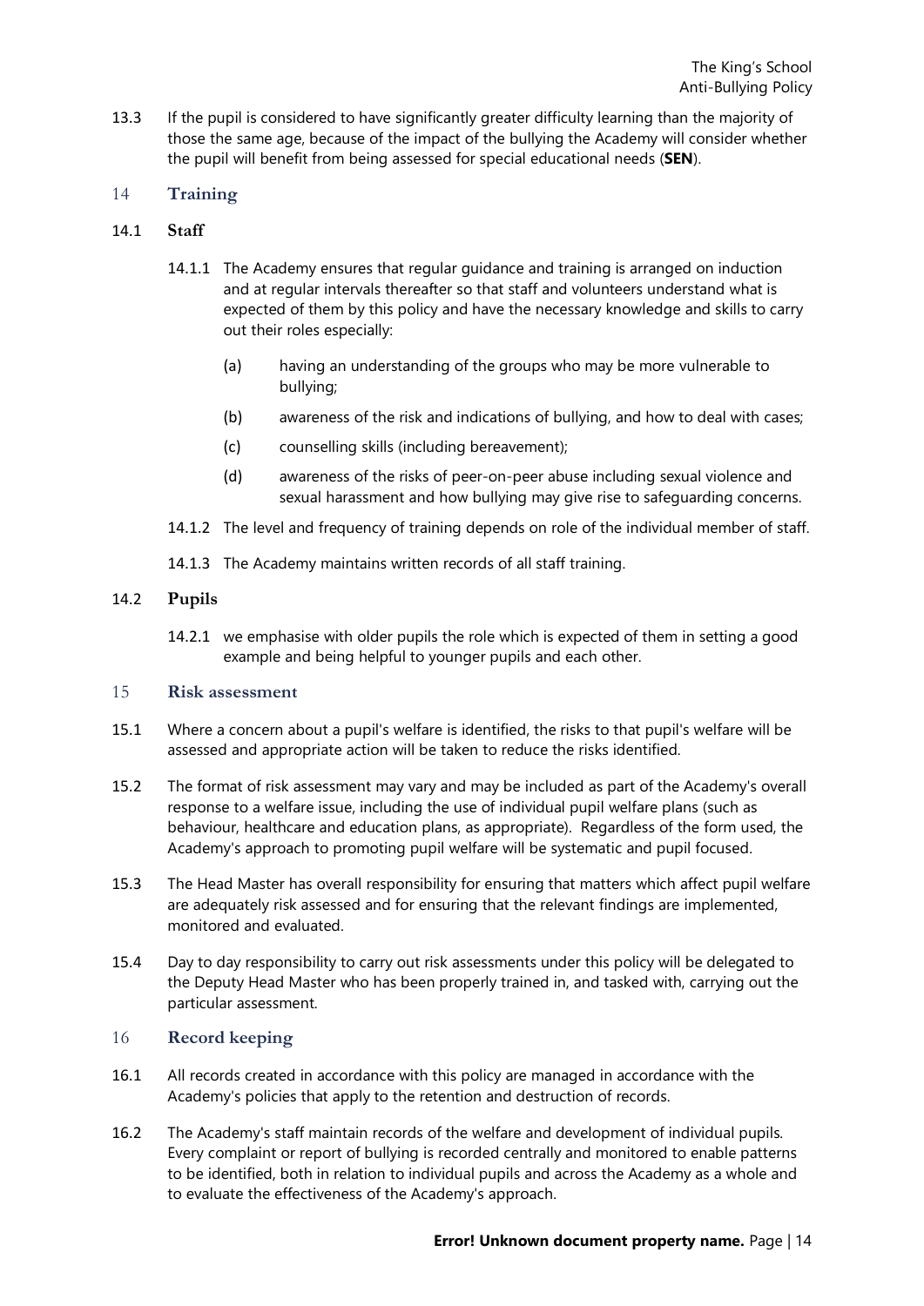13.3 If the pupil is considered to have significantly greater difficulty learning than the majority of those the same age, because of the impact of the bullying the Academy will consider whether the pupil will benefit from being assessed for special educational needs (**SEN**).

## 14 Training

### 14.1 Staff

14.1.1 The Academy ensures that regular guidance and training is arranged on induction and at regular intervals thereafter so that staff and volunteers understand what is expected of them by this policy and have the necessary knowledge and skills to carry out their roles especially:

(a) having an understanding of the groups who may be more vulnerable to bullying;

(b) awareness of the risk and indications of bullying, and how to deal with cases;

(c) counselling skills (including bereavement);

(d) awareness of the risks of peer-on-peer abuse including sexual violence and sexual harassment and how bullying may give rise to safeguarding concerns.

14.1.2 The level and frequency of training depends on role of the individual member of staff.

14.1.3 The Academy maintains written records of all staff training.

### 14.2 Pupils

14.2.1 we emphasise with older pupils the role which is expected of them in setting a good example and being helpful to younger pupils and each other.

## 15 Risk assessment

15.1 Where a concern about a pupil's welfare is identified, the risks to that pupil's welfare will be assessed and appropriate action will be taken to reduce the risks identified.

15.2 The format of risk assessment may vary and may be included as part of the Academy's overall response to a welfare issue, including the use of individual pupil welfare plans (such as behaviour, healthcare and education plans, as appropriate). Regardless of the form used, the Academy's approach to promoting pupil welfare will be systematic and pupil focused.

15.3 The Head Master has overall responsibility for ensuring that matters which affect pupil welfare are adequately risk assessed and for ensuring that the relevant findings are implemented, monitored and evaluated.

15.4 Day to day responsibility to carry out risk assessments under this policy will be delegated to the Deputy Head Master who has been properly trained in, and tasked with, carrying out the particular assessment.

## 16 Record keeping

16.1 All records created in accordance with this policy are managed in accordance with the Academy's policies that apply to the retention and destruction of records.

16.2 The Academy's staff maintain records of the welfare and development of individual pupils. Every complaint or report of bullying is recorded centrally and monitored to enable patterns to be identified, both in relation to individual pupils and across the Academy as a whole and to evaluate the effectiveness of the Academy's approach.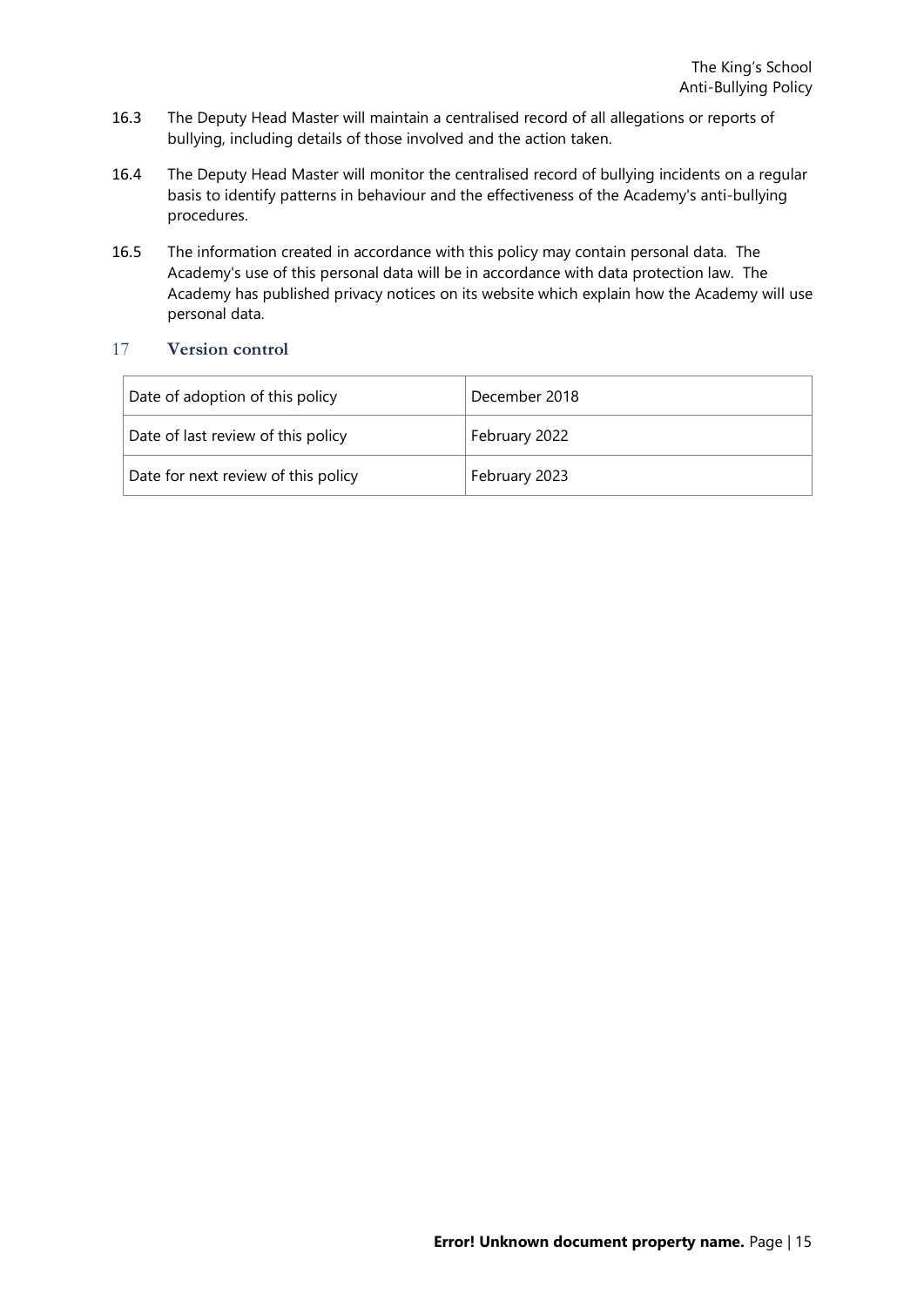16.3 The Deputy Head Master will maintain a centralised record of all allegations or reports of bullying, including details of those involved and the action taken.

16.4 The Deputy Head Master will monitor the centralised record of bullying incidents on a regular basis to identify patterns in behaviour and the effectiveness of the Academy's anti-bullying procedures.

16.5 The information created in accordance with this policy may contain personal data. The Academy's use of this personal data will be in accordance with data protection law. The Academy has published privacy notices on its website which explain how the Academy will use personal data.

## 17 Version control

| Date of adoption of this policy | December 2018 |
|---|---|
| Date of last review of this policy | February 2022 |
| Date for next review of this policy | February 2023 |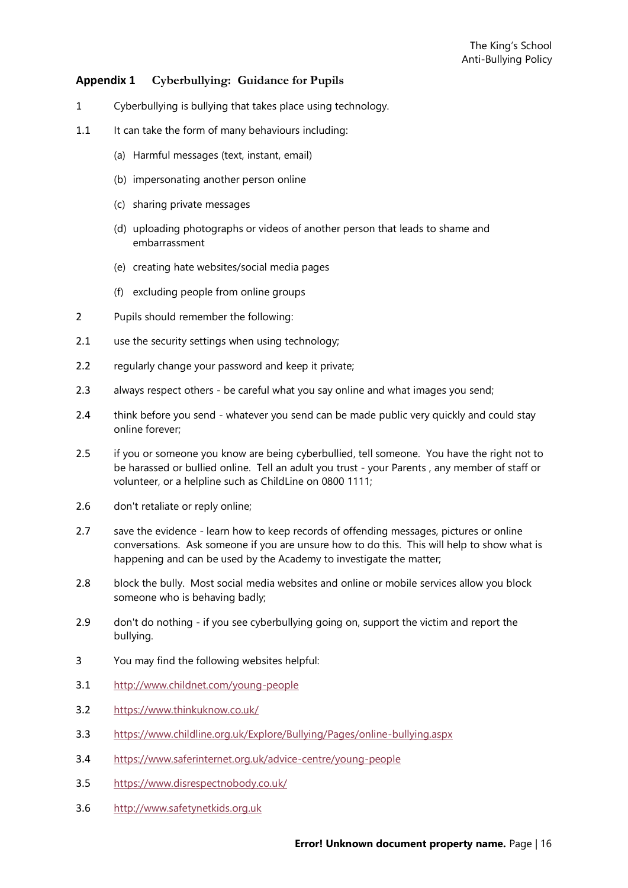## Appendix 1 Cyberbullying: Guidance for Pupils

1 Cyberbullying is bullying that takes place using technology.

1.1 It can take the form of many behaviours including:

(a) Harmful messages (text, instant, email)

(b) impersonating another person online

(c) sharing private messages

(d) uploading photographs or videos of another person that leads to shame and embarrassment

(e) creating hate websites/social media pages

(f) excluding people from online groups

2 Pupils should remember the following:

2.1 use the security settings when using technology;

2.2 regularly change your password and keep it private;

2.3 always respect others - be careful what you say online and what images you send;

2.4 think before you send - whatever you send can be made public very quickly and could stay online forever;

2.5 if you or someone you know are being cyberbullied, tell someone. You have the right not to be harassed or bullied online. Tell an adult you trust - your Parents , any member of staff or volunteer, or a helpline such as ChildLine on 0800 1111;

2.6 don't retaliate or reply online;

2.7 save the evidence - learn how to keep records of offending messages, pictures or online conversations. Ask someone if you are unsure how to do this. This will help to show what is happening and can be used by the Academy to investigate the matter;

2.8 block the bully. Most social media websites and online or mobile services allow you block someone who is behaving badly;

2.9 don't do nothing - if you see cyberbullying going on, support the victim and report the bullying.

3 You may find the following websites helpful:

3.1 http://www.childnet.com/young-people

3.2 https://www.thinkuknow.co.uk/

3.3 https://www.childline.org.uk/Explore/Bullying/Pages/online-bullying.aspx

3.4 https://www.saferinternet.org.uk/advice-centre/young-people

3.5 https://www.disrespectnobody.co.uk/

3.6 http://www.safetynetkids.org.uk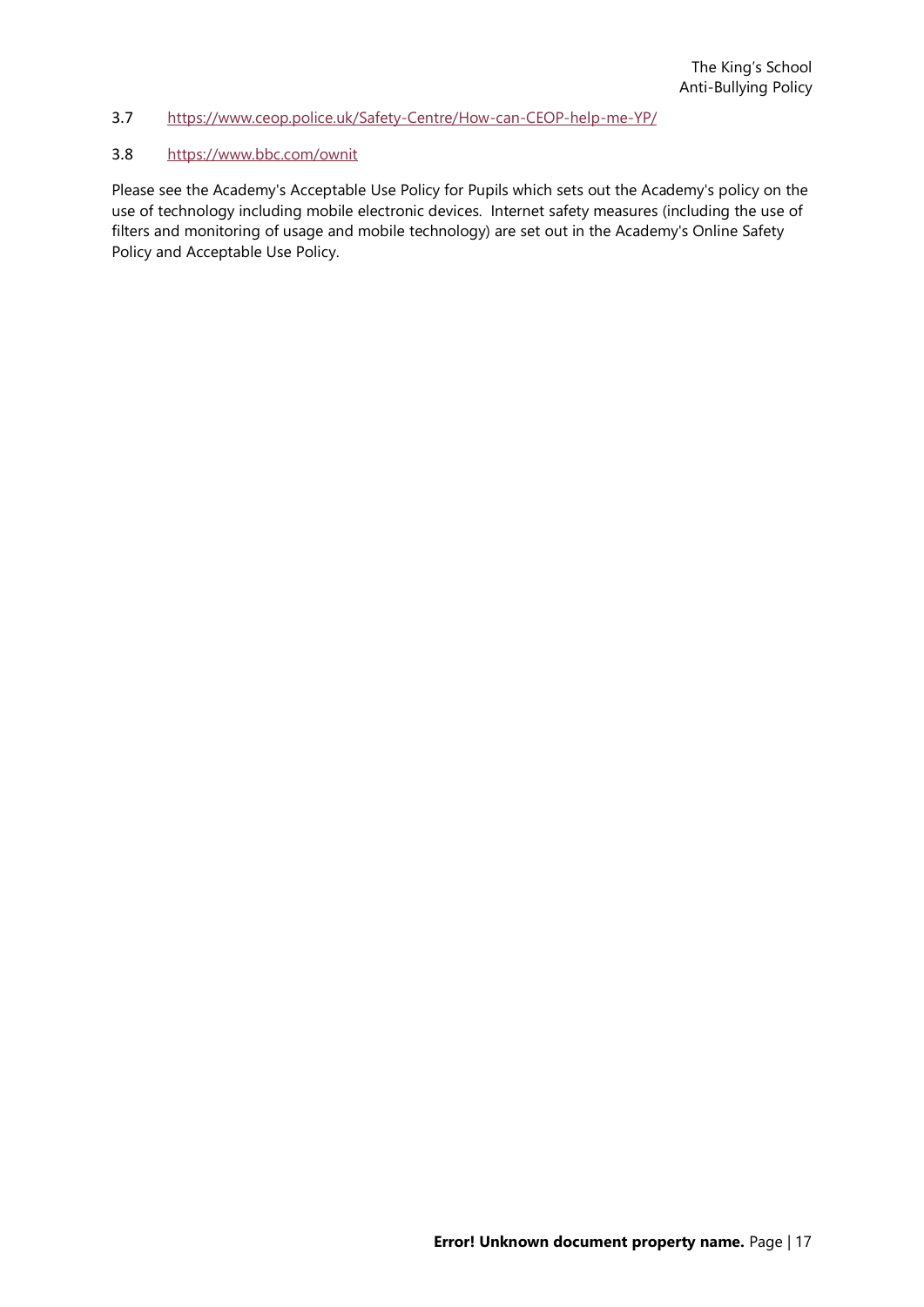3.7 https://www.ceop.police.uk/Safety-Centre/How-can-CEOP-help-me-YP/

3.8 https://www.bbc.com/ownit

Please see the Academy's Acceptable Use Policy for Pupils which sets out the Academy's policy on the use of technology including mobile electronic devices. Internet safety measures (including the use of filters and monitoring of usage and mobile technology) are set out in the Academy's Online Safety Policy and Acceptable Use Policy.